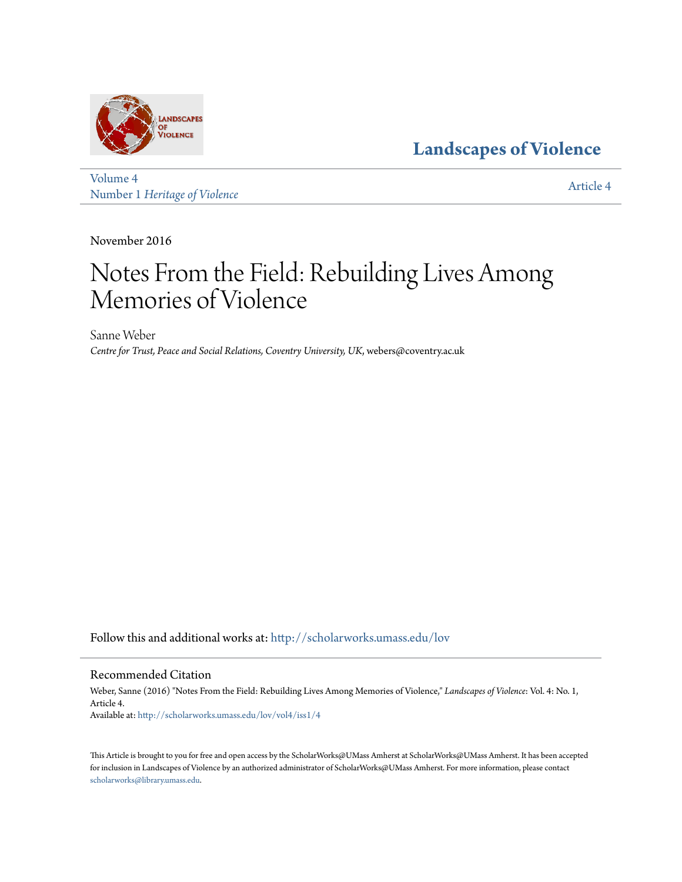# Landscapes of Violence

Volume 4
Number 1 *Heritage of Violence*

Article 4

November 2016

# Notes From the Field: Rebuilding Lives Among Memories of Violence

Sanne Weber
*Centre for Trust, Peace and Social Relations, Coventry University, UK,* webers@coventry.ac.uk

Follow this and additional works at: http://scholarworks.umass.edu/lov

## Recommended Citation

Weber, Sanne (2016) "Notes From the Field: Rebuilding Lives Among Memories of Violence," *Landscapes of Violence*: Vol. 4: No. 1, Article 4.
Available at: http://scholarworks.umass.edu/lov/vol4/iss1/4

This Article is brought to you for free and open access by the ScholarWorks@UMass Amherst at ScholarWorks@UMass Amherst. It has been accepted for inclusion in Landscapes of Violence by an authorized administrator of ScholarWorks@UMass Amherst. For more information, please contact scholarworks@library.umass.edu.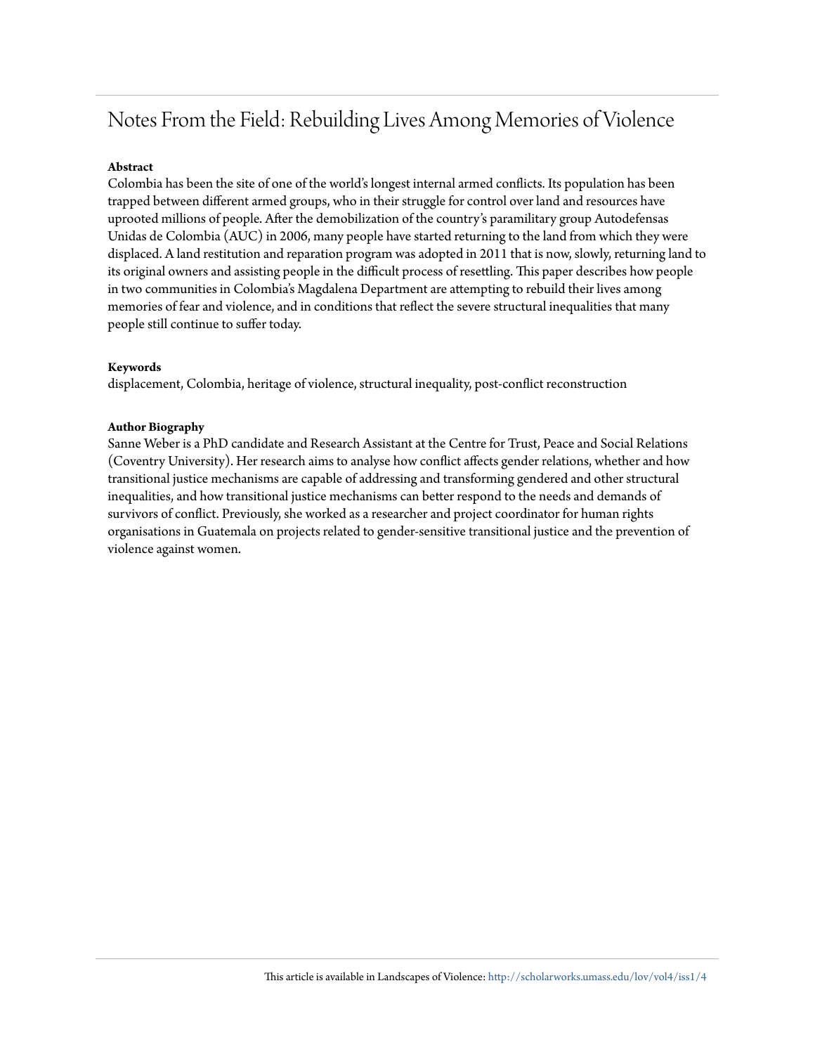# Notes From the Field: Rebuilding Lives Among Memories of Violence

**Abstract**

Colombia has been the site of one of the world's longest internal armed conflicts. Its population has been trapped between different armed groups, who in their struggle for control over land and resources have uprooted millions of people. After the demobilization of the country's paramilitary group Autodefensas Unidas de Colombia (AUC) in 2006, many people have started returning to the land from which they were displaced. A land restitution and reparation program was adopted in 2011 that is now, slowly, returning land to its original owners and assisting people in the difficult process of resettling. This paper describes how people in two communities in Colombia's Magdalena Department are attempting to rebuild their lives among memories of fear and violence, and in conditions that reflect the severe structural inequalities that many people still continue to suffer today.

**Keywords**

displacement, Colombia, heritage of violence, structural inequality, post-conflict reconstruction

**Author Biography**

Sanne Weber is a PhD candidate and Research Assistant at the Centre for Trust, Peace and Social Relations (Coventry University). Her research aims to analyse how conflict affects gender relations, whether and how transitional justice mechanisms are capable of addressing and transforming gendered and other structural inequalities, and how transitional justice mechanisms can better respond to the needs and demands of survivors of conflict. Previously, she worked as a researcher and project coordinator for human rights organisations in Guatemala on projects related to gender-sensitive transitional justice and the prevention of violence against women.

This article is available in Landscapes of Violence: http://scholarworks.umass.edu/lov/vol4/iss1/4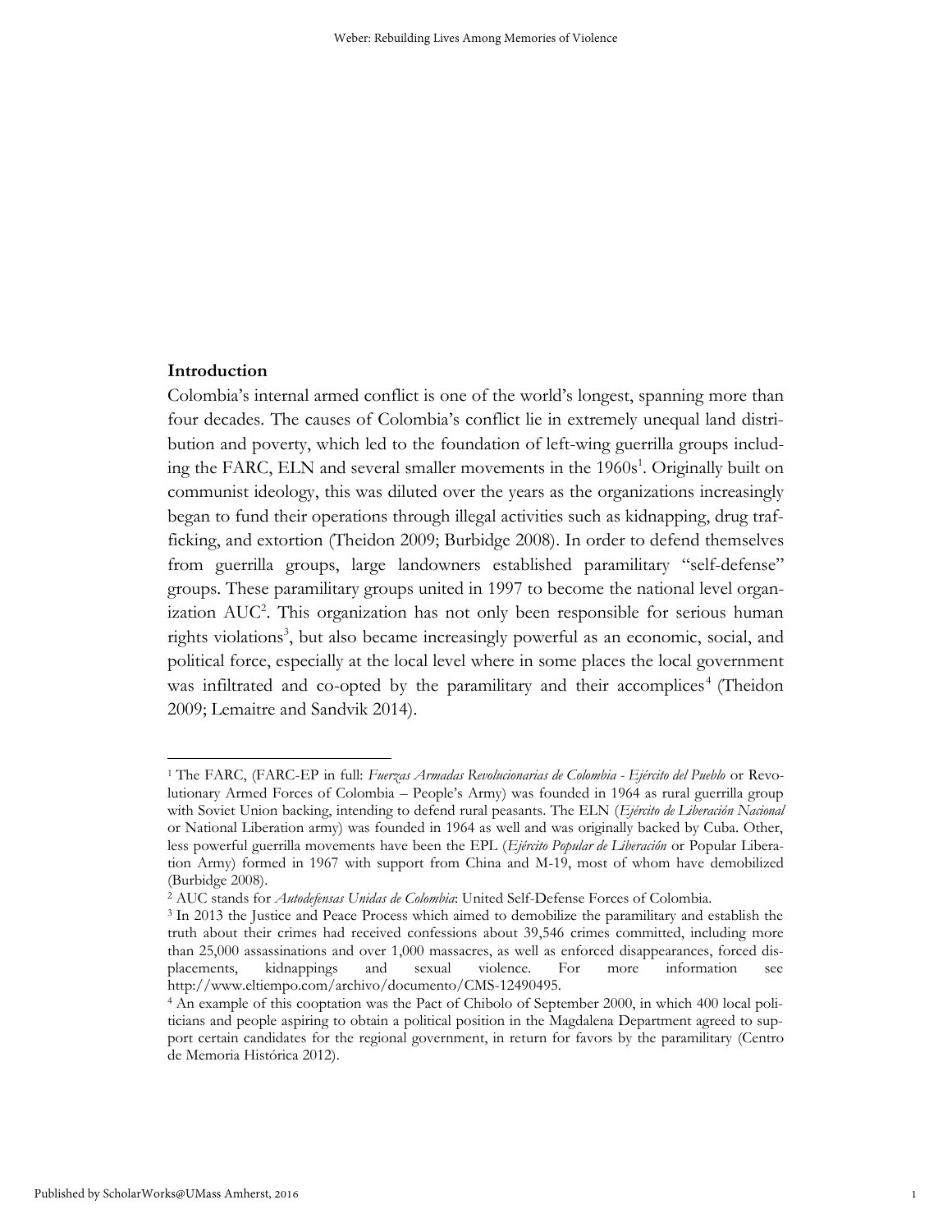## Introduction

Colombia's internal armed conflict is one of the world's longest, spanning more than four decades. The causes of Colombia's conflict lie in extremely unequal land distribution and poverty, which led to the foundation of left-wing guerrilla groups including the FARC, ELN and several smaller movements in the 1960s[1]. Originally built on communist ideology, this was diluted over the years as the organizations increasingly began to fund their operations through illegal activities such as kidnapping, drug trafficking, and extortion (Theidon 2009; Burbidge 2008). In order to defend themselves from guerrilla groups, large landowners established paramilitary "self-defense" groups. These paramilitary groups united in 1997 to become the national level organization AUC[2]. This organization has not only been responsible for serious human rights violations[3], but also became increasingly powerful as an economic, social, and political force, especially at the local level where in some places the local government was infiltrated and co-opted by the paramilitary and their accomplices[4] (Theidon 2009; Lemaitre and Sandvik 2014).

---

[1] The FARC, (FARC-EP in full: *Fuerzas Armadas Revolucionarias de Colombia - Ejército del Pueblo* or Revolutionary Armed Forces of Colombia – People's Army) was founded in 1964 as rural guerrilla group with Soviet Union backing, intending to defend rural peasants. The ELN (*Ejército de Liberación Nacional* or National Liberation army) was founded in 1964 as well and was originally backed by Cuba. Other, less powerful guerrilla movements have been the EPL (*Ejército Popular de Liberación* or Popular Liberation Army) formed in 1967 with support from China and M-19, most of whom have demobilized (Burbidge 2008).

[2] AUC stands for *Autodefensas Unidas de Colombia*: United Self-Defense Forces of Colombia.

[3] In 2013 the Justice and Peace Process which aimed to demobilize the paramilitary and establish the truth about their crimes had received confessions about 39,546 crimes committed, including more than 25,000 assassinations and over 1,000 massacres, as well as enforced disappearances, forced displacements, kidnappings and sexual violence. For more information see http://www.eltiempo.com/archivo/documento/CMS-12490495.

[4] An example of this cooptation was the Pact of Chibolo of September 2000, in which 400 local politicians and people aspiring to obtain a political position in the Magdalena Department agreed to support certain candidates for the regional government, in return for favors by the paramilitary (Centro de Memoria Histórica 2012).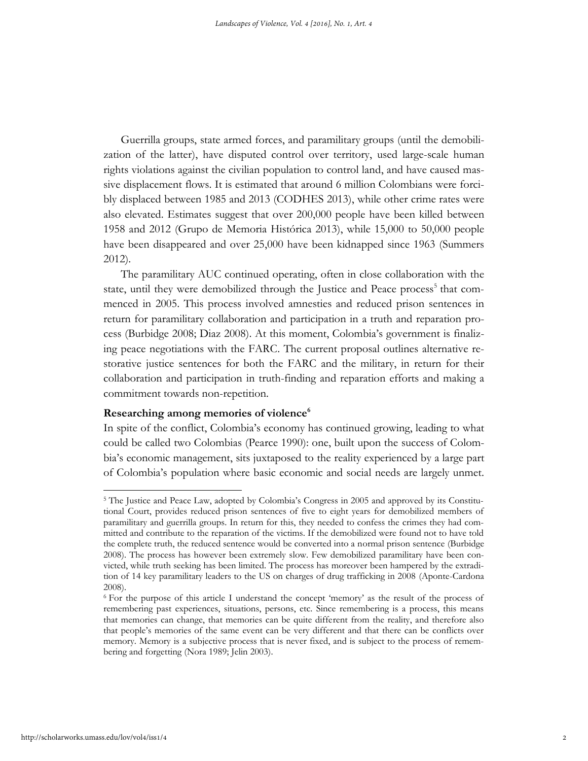Guerrilla groups, state armed forces, and paramilitary groups (until the demobilization of the latter), have disputed control over territory, used large-scale human rights violations against the civilian population to control land, and have caused massive displacement flows. It is estimated that around 6 million Colombians were forcibly displaced between 1985 and 2013 (CODHES 2013), while other crime rates were also elevated. Estimates suggest that over 200,000 people have been killed between 1958 and 2012 (Grupo de Memoria Histórica 2013), while 15,000 to 50,000 people have been disappeared and over 25,000 have been kidnapped since 1963 (Summers 2012).

The paramilitary AUC continued operating, often in close collaboration with the state, until they were demobilized through the Justice and Peace process[5] that commenced in 2005. This process involved amnesties and reduced prison sentences in return for paramilitary collaboration and participation in a truth and reparation process (Burbidge 2008; Diaz 2008). At this moment, Colombia's government is finalizing peace negotiations with the FARC. The current proposal outlines alternative restorative justice sentences for both the FARC and the military, in return for their collaboration and participation in truth-finding and reparation efforts and making a commitment towards non-repetition.

**Researching among memories of violence[6]**

In spite of the conflict, Colombia's economy has continued growing, leading to what could be called two Colombias (Pearce 1990): one, built upon the success of Colombia's economic management, sits juxtaposed to the reality experienced by a large part of Colombia's population where basic economic and social needs are largely unmet.

---

[5] The Justice and Peace Law, adopted by Colombia's Congress in 2005 and approved by its Constitutional Court, provides reduced prison sentences of five to eight years for demobilized members of paramilitary and guerrilla groups. In return for this, they needed to confess the crimes they had committed and contribute to the reparation of the victims. If the demobilized were found not to have told the complete truth, the reduced sentence would be converted into a normal prison sentence (Burbidge 2008). The process has however been extremely slow. Few demobilized paramilitary have been convicted, while truth seeking has been limited. The process has moreover been hampered by the extradition of 14 key paramilitary leaders to the US on charges of drug trafficking in 2008 (Aponte-Cardona 2008).

[6] For the purpose of this article I understand the concept 'memory' as the result of the process of remembering past experiences, situations, persons, etc. Since remembering is a process, this means that memories can change, that memories can be quite different from the reality, and therefore also that people's memories of the same event can be very different and that there can be conflicts over memory. Memory is a subjective process that is never fixed, and is subject to the process of remembering and forgetting (Nora 1989; Jelin 2003).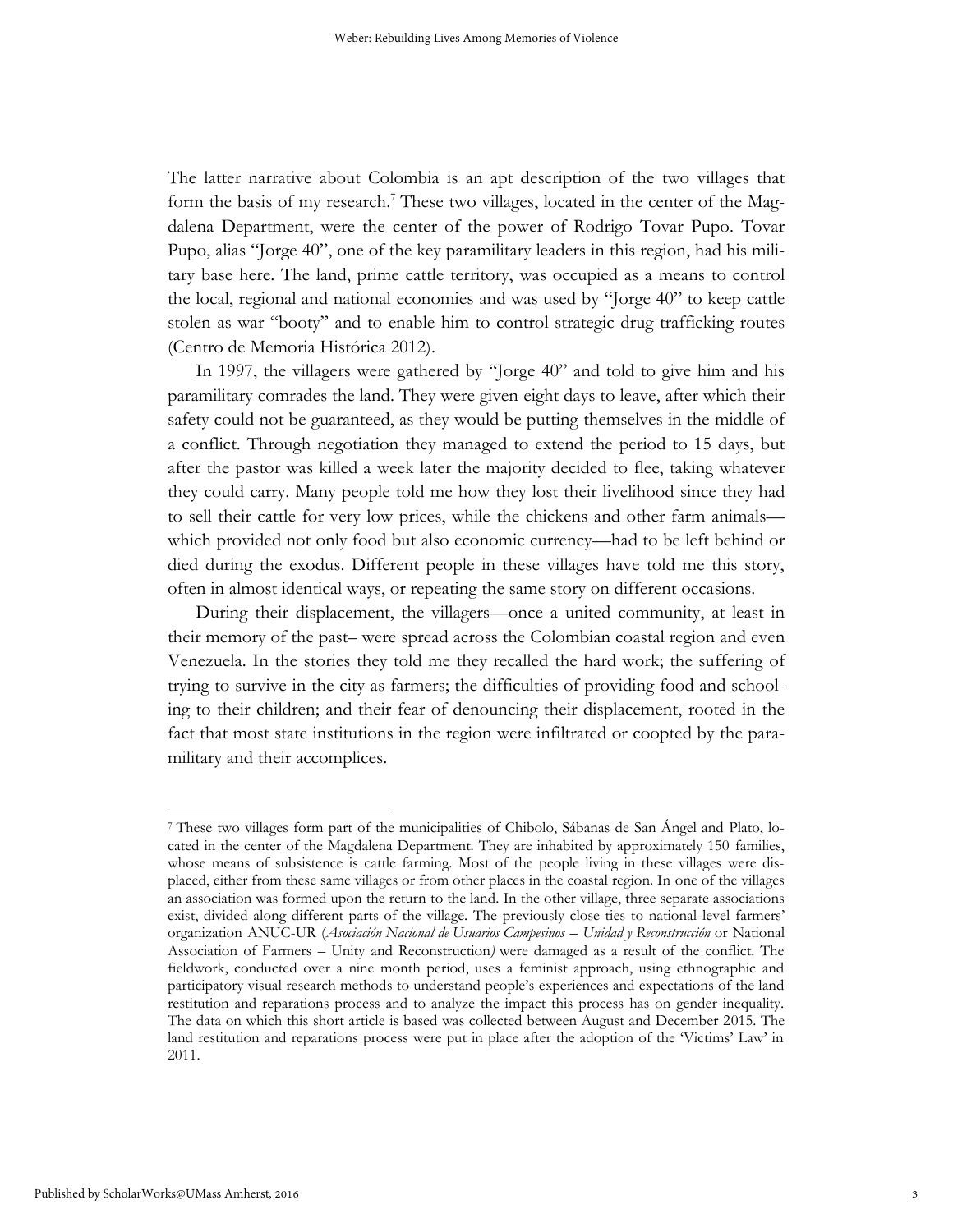The latter narrative about Colombia is an apt description of the two villages that form the basis of my research.[7] These two villages, located in the center of the Magdalena Department, were the center of the power of Rodrigo Tovar Pupo. Tovar Pupo, alias "Jorge 40", one of the key paramilitary leaders in this region, had his military base here. The land, prime cattle territory, was occupied as a means to control the local, regional and national economies and was used by "Jorge 40" to keep cattle stolen as war "booty" and to enable him to control strategic drug trafficking routes (Centro de Memoria Histórica 2012).

In 1997, the villagers were gathered by "Jorge 40" and told to give him and his paramilitary comrades the land. They were given eight days to leave, after which their safety could not be guaranteed, as they would be putting themselves in the middle of a conflict. Through negotiation they managed to extend the period to 15 days, but after the pastor was killed a week later the majority decided to flee, taking whatever they could carry. Many people told me how they lost their livelihood since they had to sell their cattle for very low prices, while the chickens and other farm animals—which provided not only food but also economic currency—had to be left behind or died during the exodus. Different people in these villages have told me this story, often in almost identical ways, or repeating the same story on different occasions.

During their displacement, the villagers—once a united community, at least in their memory of the past– were spread across the Colombian coastal region and even Venezuela. In the stories they told me they recalled the hard work; the suffering of trying to survive in the city as farmers; the difficulties of providing food and schooling to their children; and their fear of denouncing their displacement, rooted in the fact that most state institutions in the region were infiltrated or coopted by the paramilitary and their accomplices.

---

[7] These two villages form part of the municipalities of Chibolo, Sábanas de San Ángel and Plato, located in the center of the Magdalena Department. They are inhabited by approximately 150 families, whose means of subsistence is cattle farming. Most of the people living in these villages were displaced, either from these same villages or from other places in the coastal region. In one of the villages an association was formed upon the return to the land. In the other village, three separate associations exist, divided along different parts of the village. The previously close ties to national-level farmers' organization ANUC-UR (*Asociación Nacional de Usuarios Campesinos – Unidad y Reconstrucción* or National Association of Farmers – Unity and Reconstruction*)* were damaged as a result of the conflict. The fieldwork, conducted over a nine month period, uses a feminist approach, using ethnographic and participatory visual research methods to understand people's experiences and expectations of the land restitution and reparations process and to analyze the impact this process has on gender inequality. The data on which this short article is based was collected between August and December 2015. The land restitution and reparations process were put in place after the adoption of the 'Victims' Law' in 2011.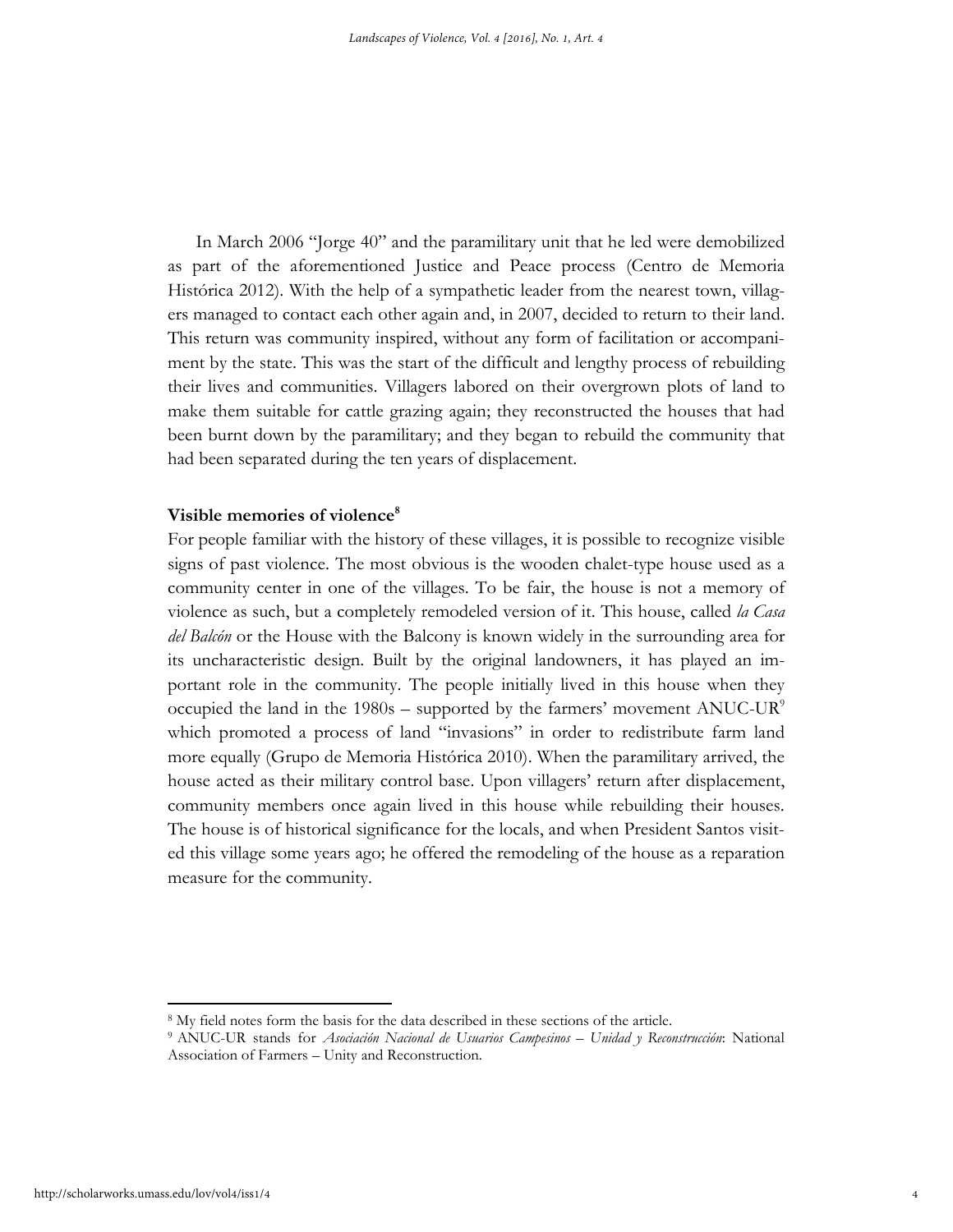In March 2006 "Jorge 40" and the paramilitary unit that he led were demobilized as part of the aforementioned Justice and Peace process (Centro de Memoria Histórica 2012). With the help of a sympathetic leader from the nearest town, villagers managed to contact each other again and, in 2007, decided to return to their land. This return was community inspired, without any form of facilitation or accompaniment by the state. This was the start of the difficult and lengthy process of rebuilding their lives and communities. Villagers labored on their overgrown plots of land to make them suitable for cattle grazing again; they reconstructed the houses that had been burnt down by the paramilitary; and they began to rebuild the community that had been separated during the ten years of displacement.

## Visible memories of violence[8]

For people familiar with the history of these villages, it is possible to recognize visible signs of past violence. The most obvious is the wooden chalet-type house used as a community center in one of the villages. To be fair, the house is not a memory of violence as such, but a completely remodeled version of it. This house, called *la Casa del Balcón* or the House with the Balcony is known widely in the surrounding area for its uncharacteristic design. Built by the original landowners, it has played an important role in the community. The people initially lived in this house when they occupied the land in the 1980s – supported by the farmers' movement ANUC-UR[9] which promoted a process of land "invasions" in order to redistribute farm land more equally (Grupo de Memoria Histórica 2010). When the paramilitary arrived, the house acted as their military control base. Upon villagers' return after displacement, community members once again lived in this house while rebuilding their houses. The house is of historical significance for the locals, and when President Santos visited this village some years ago; he offered the remodeling of the house as a reparation measure for the community.

---

[8] My field notes form the basis for the data described in these sections of the article.

[9] ANUC-UR stands for *Asociación Nacional de Usuarios Campesinos – Unidad y Reconstrucción*: National Association of Farmers – Unity and Reconstruction.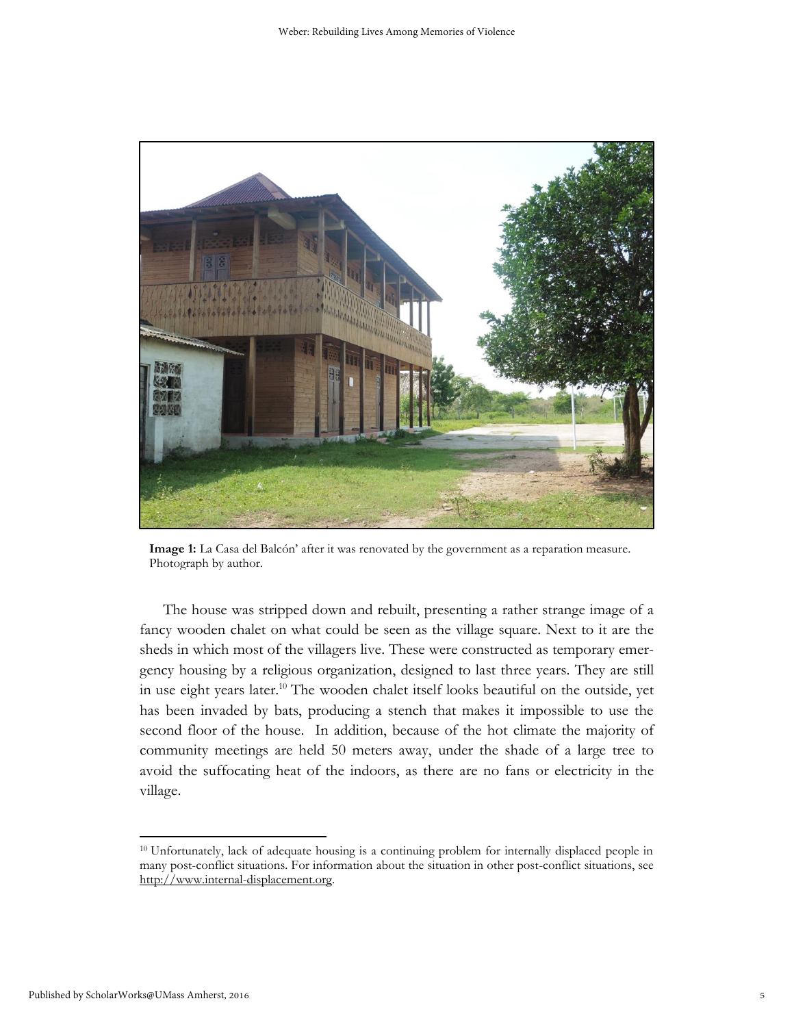**Image 1:** La Casa del Balcón' after it was renovated by the government as a reparation measure. Photograph by author.

The house was stripped down and rebuilt, presenting a rather strange image of a fancy wooden chalet on what could be seen as the village square. Next to it are the sheds in which most of the villagers live. These were constructed as temporary emergency housing by a religious organization, designed to last three years. They are still in use eight years later.[10] The wooden chalet itself looks beautiful on the outside, yet has been invaded by bats, producing a stench that makes it impossible to use the second floor of the house. In addition, because of the hot climate the majority of community meetings are held 50 meters away, under the shade of a large tree to avoid the suffocating heat of the indoors, as there are no fans or electricity in the village.

[10] Unfortunately, lack of adequate housing is a continuing problem for internally displaced people in many post-conflict situations. For information about the situation in other post-conflict situations, see http://www.internal-displacement.org.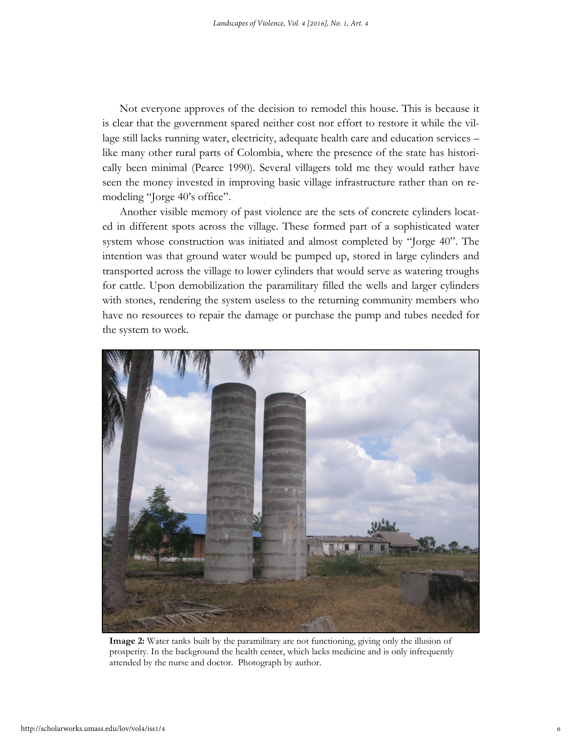Not everyone approves of the decision to remodel this house. This is because it is clear that the government spared neither cost nor effort to restore it while the village still lacks running water, electricity, adequate health care and education services – like many other rural parts of Colombia, where the presence of the state has historically been minimal (Pearce 1990). Several villagers told me they would rather have seen the money invested in improving basic village infrastructure rather than on remodeling "Jorge 40's office".

Another visible memory of past violence are the sets of concrete cylinders located in different spots across the village. These formed part of a sophisticated water system whose construction was initiated and almost completed by "Jorge 40". The intention was that ground water would be pumped up, stored in large cylinders and transported across the village to lower cylinders that would serve as watering troughs for cattle. Upon demobilization the paramilitary filled the wells and larger cylinders with stones, rendering the system useless to the returning community members who have no resources to repair the damage or purchase the pump and tubes needed for the system to work.

**Image 2:** Water tanks built by the paramilitary are not functioning, giving only the illusion of prosperity. In the background the health center, which lacks medicine and is only infrequently attended by the nurse and doctor. Photograph by author.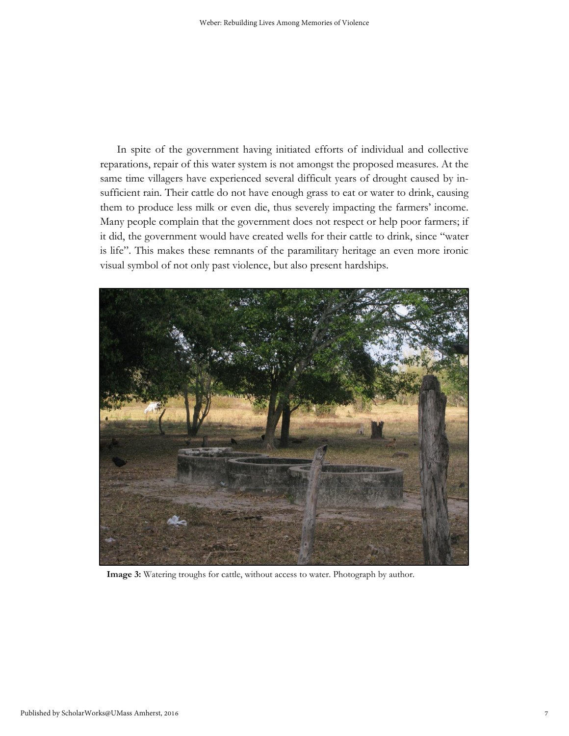In spite of the government having initiated efforts of individual and collective reparations, repair of this water system is not amongst the proposed measures. At the same time villagers have experienced several difficult years of drought caused by insufficient rain. Their cattle do not have enough grass to eat or water to drink, causing them to produce less milk or even die, thus severely impacting the farmers' income. Many people complain that the government does not respect or help poor farmers; if it did, the government would have created wells for their cattle to drink, since "water is life". This makes these remnants of the paramilitary heritage an even more ironic visual symbol of not only past violence, but also present hardships.

**Image 3:** Watering troughs for cattle, without access to water. Photograph by author.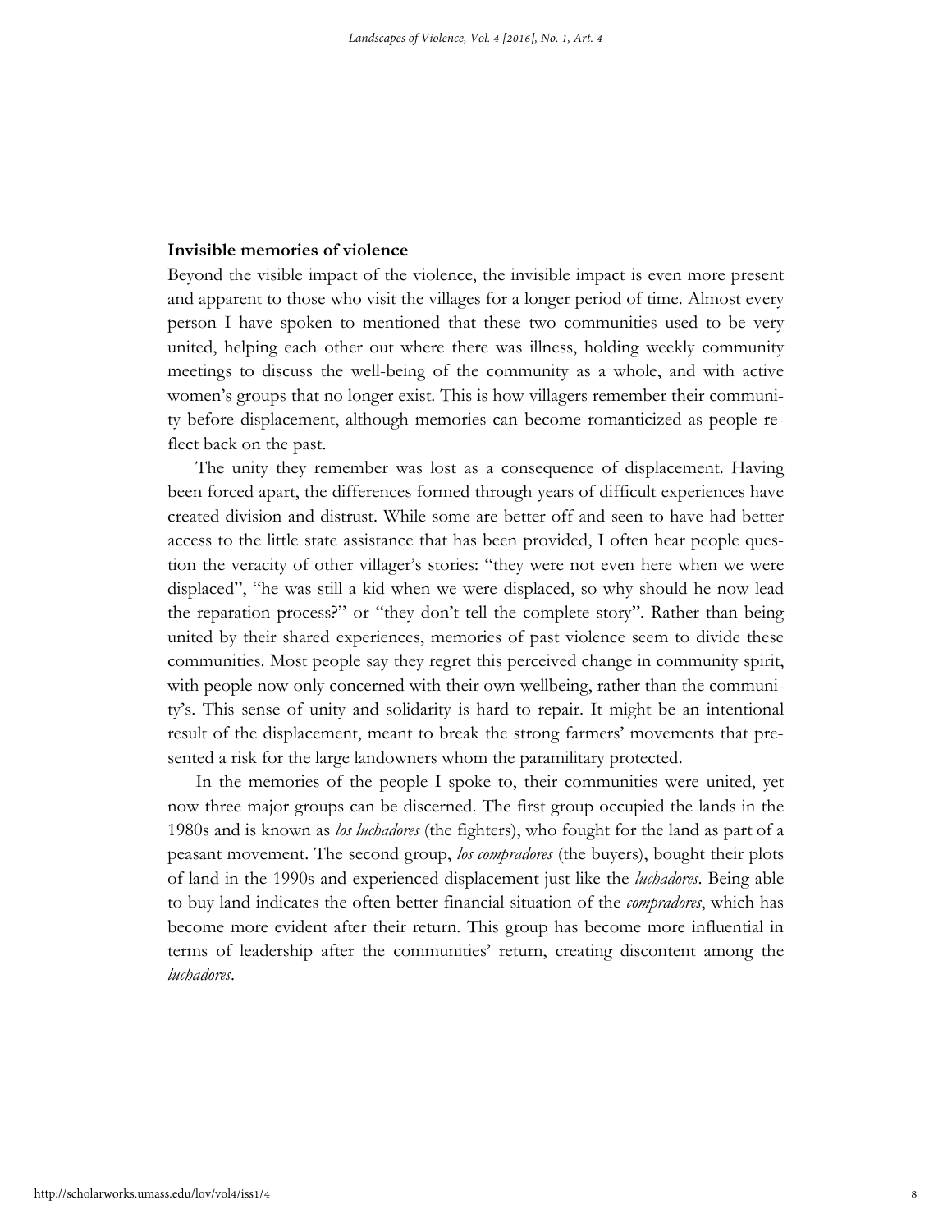**Invisible memories of violence**

Beyond the visible impact of the violence, the invisible impact is even more present and apparent to those who visit the villages for a longer period of time. Almost every person I have spoken to mentioned that these two communities used to be very united, helping each other out where there was illness, holding weekly community meetings to discuss the well-being of the community as a whole, and with active women's groups that no longer exist. This is how villagers remember their community before displacement, although memories can become romanticized as people reflect back on the past.

The unity they remember was lost as a consequence of displacement. Having been forced apart, the differences formed through years of difficult experiences have created division and distrust. While some are better off and seen to have had better access to the little state assistance that has been provided, I often hear people question the veracity of other villager's stories: "they were not even here when we were displaced", "he was still a kid when we were displaced, so why should he now lead the reparation process?" or "they don't tell the complete story". Rather than being united by their shared experiences, memories of past violence seem to divide these communities. Most people say they regret this perceived change in community spirit, with people now only concerned with their own wellbeing, rather than the community's. This sense of unity and solidarity is hard to repair. It might be an intentional result of the displacement, meant to break the strong farmers' movements that presented a risk for the large landowners whom the paramilitary protected.

In the memories of the people I spoke to, their communities were united, yet now three major groups can be discerned. The first group occupied the lands in the 1980s and is known as *los luchadores* (the fighters), who fought for the land as part of a peasant movement. The second group, *los compradores* (the buyers), bought their plots of land in the 1990s and experienced displacement just like the *luchadores*. Being able to buy land indicates the often better financial situation of the *compradores*, which has become more evident after their return. This group has become more influential in terms of leadership after the communities' return, creating discontent among the *luchadores*.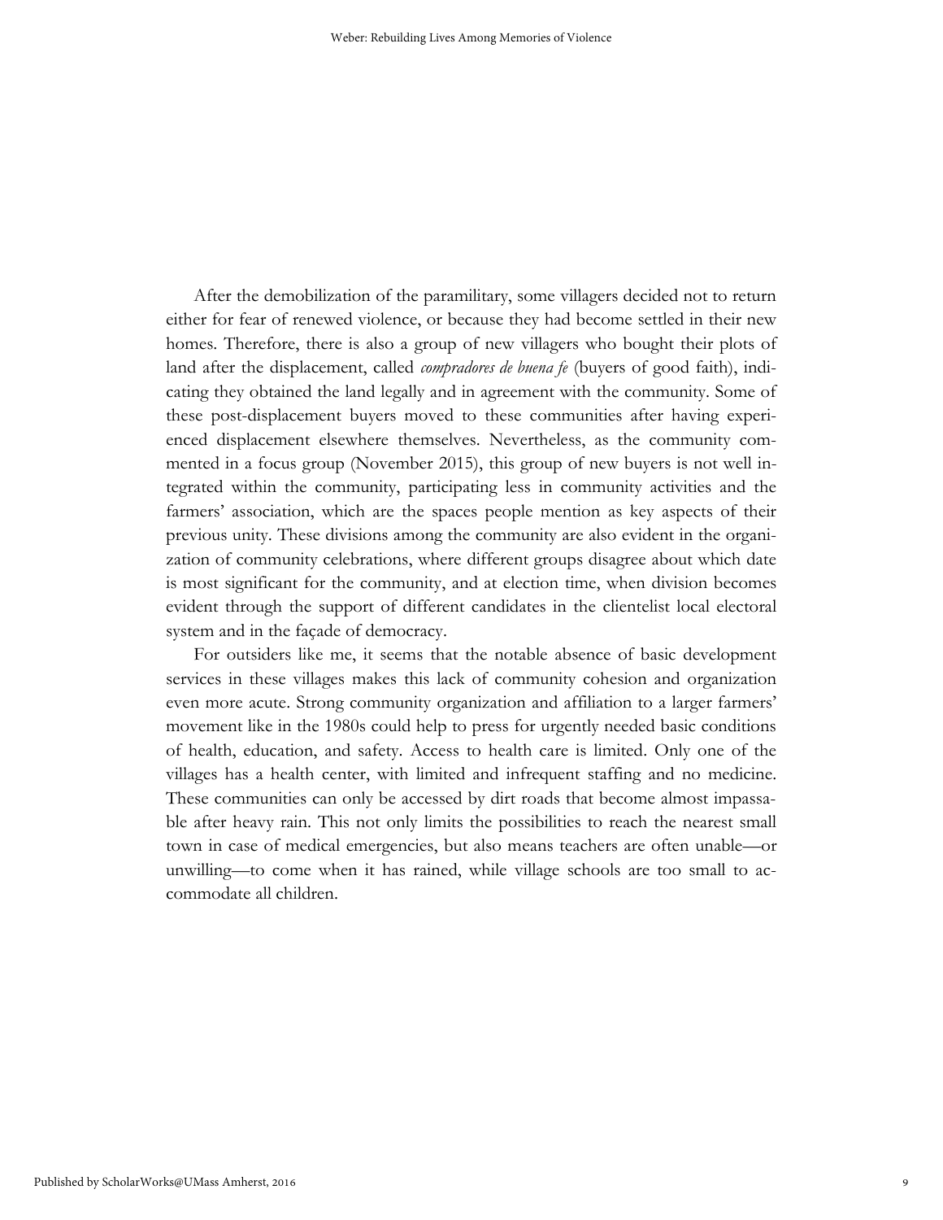After the demobilization of the paramilitary, some villagers decided not to return either for fear of renewed violence, or because they had become settled in their new homes. Therefore, there is also a group of new villagers who bought their plots of land after the displacement, called *compradores de buena fe* (buyers of good faith), indicating they obtained the land legally and in agreement with the community. Some of these post-displacement buyers moved to these communities after having experienced displacement elsewhere themselves. Nevertheless, as the community commented in a focus group (November 2015), this group of new buyers is not well integrated within the community, participating less in community activities and the farmers' association, which are the spaces people mention as key aspects of their previous unity. These divisions among the community are also evident in the organization of community celebrations, where different groups disagree about which date is most significant for the community, and at election time, when division becomes evident through the support of different candidates in the clientelist local electoral system and in the façade of democracy.

For outsiders like me, it seems that the notable absence of basic development services in these villages makes this lack of community cohesion and organization even more acute. Strong community organization and affiliation to a larger farmers' movement like in the 1980s could help to press for urgently needed basic conditions of health, education, and safety. Access to health care is limited. Only one of the villages has a health center, with limited and infrequent staffing and no medicine. These communities can only be accessed by dirt roads that become almost impassable after heavy rain. This not only limits the possibilities to reach the nearest small town in case of medical emergencies, but also means teachers are often unable—or unwilling—to come when it has rained, while village schools are too small to accommodate all children.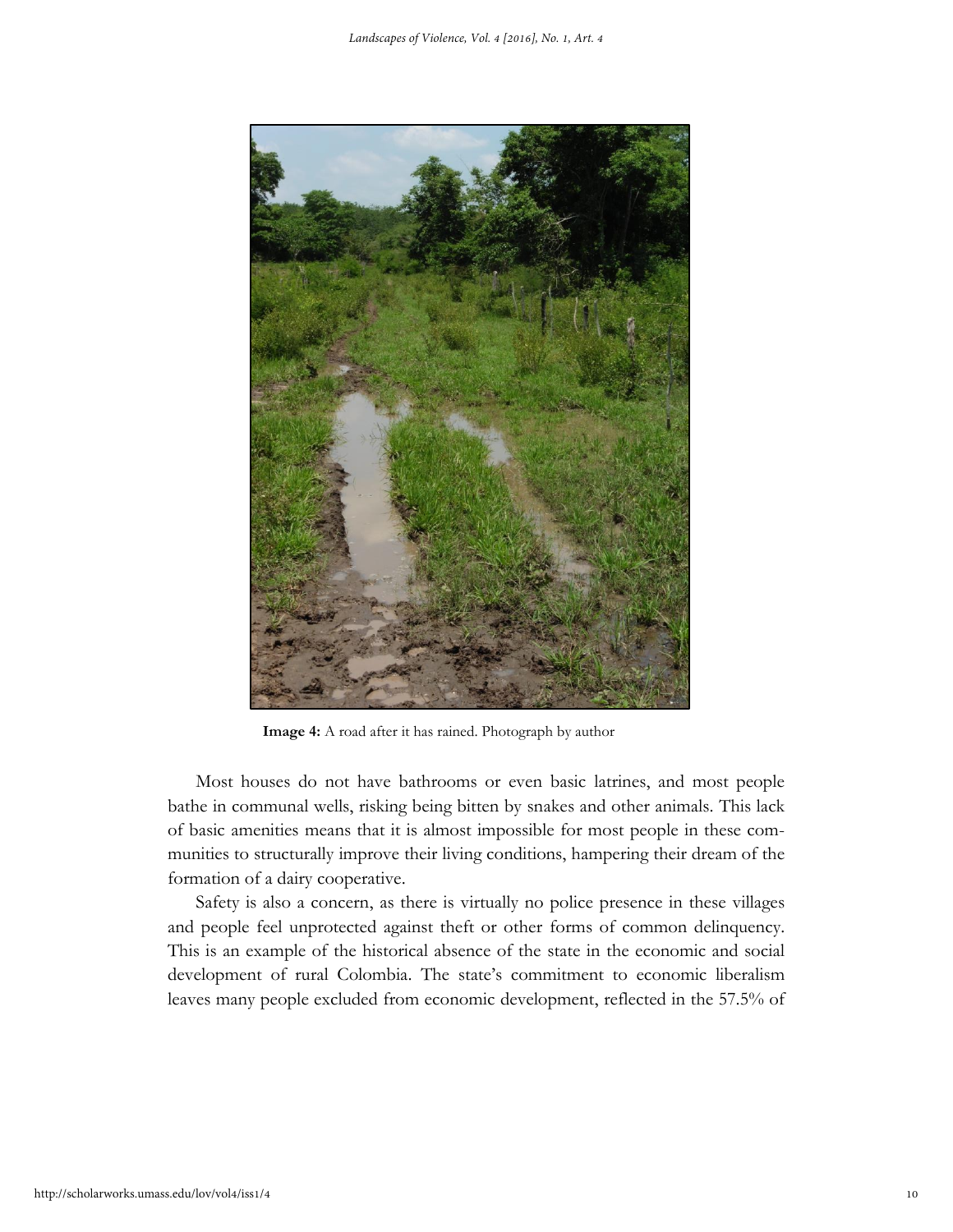**Image 4:** A road after it has rained. Photograph by author

Most houses do not have bathrooms or even basic latrines, and most people bathe in communal wells, risking being bitten by snakes and other animals. This lack of basic amenities means that it is almost impossible for most people in these communities to structurally improve their living conditions, hampering their dream of the formation of a dairy cooperative.

Safety is also a concern, as there is virtually no police presence in these villages and people feel unprotected against theft or other forms of common delinquency. This is an example of the historical absence of the state in the economic and social development of rural Colombia. The state's commitment to economic liberalism leaves many people excluded from economic development, reflected in the 57.5% of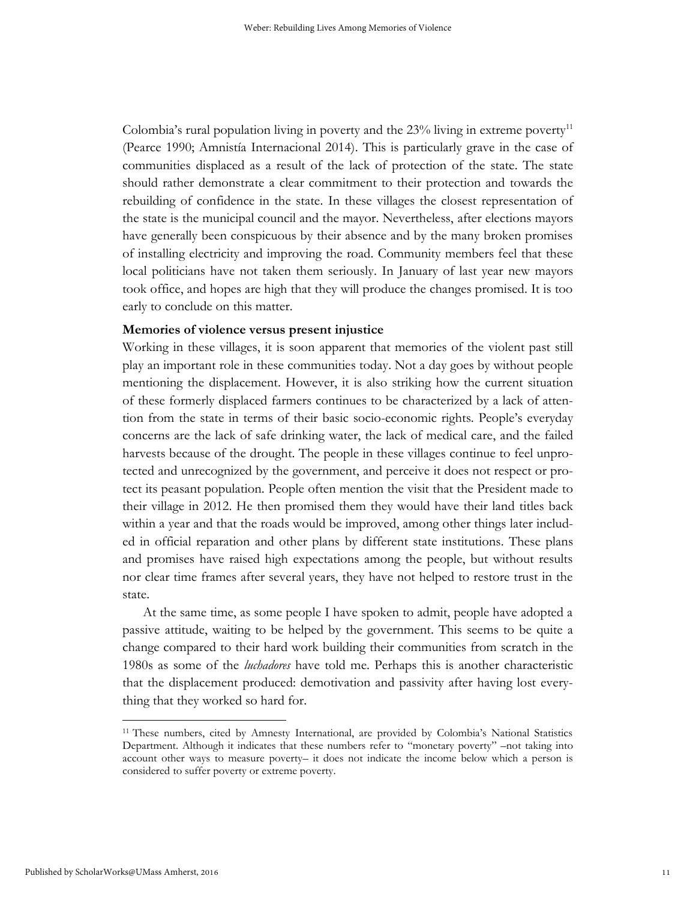Colombia's rural population living in poverty and the 23% living in extreme poverty[11] (Pearce 1990; Amnistía Internacional 2014). This is particularly grave in the case of communities displaced as a result of the lack of protection of the state. The state should rather demonstrate a clear commitment to their protection and towards the rebuilding of confidence in the state. In these villages the closest representation of the state is the municipal council and the mayor. Nevertheless, after elections mayors have generally been conspicuous by their absence and by the many broken promises of installing electricity and improving the road. Community members feel that these local politicians have not taken them seriously. In January of last year new mayors took office, and hopes are high that they will produce the changes promised. It is too early to conclude on this matter.

**Memories of violence versus present injustice**

Working in these villages, it is soon apparent that memories of the violent past still play an important role in these communities today. Not a day goes by without people mentioning the displacement. However, it is also striking how the current situation of these formerly displaced farmers continues to be characterized by a lack of attention from the state in terms of their basic socio-economic rights. People's everyday concerns are the lack of safe drinking water, the lack of medical care, and the failed harvests because of the drought. The people in these villages continue to feel unprotected and unrecognized by the government, and perceive it does not respect or protect its peasant population. People often mention the visit that the President made to their village in 2012. He then promised them they would have their land titles back within a year and that the roads would be improved, among other things later included in official reparation and other plans by different state institutions. These plans and promises have raised high expectations among the people, but without results nor clear time frames after several years, they have not helped to restore trust in the state.

At the same time, as some people I have spoken to admit, people have adopted a passive attitude, waiting to be helped by the government. This seems to be quite a change compared to their hard work building their communities from scratch in the 1980s as some of the *luchadores* have told me. Perhaps this is another characteristic that the displacement produced: demotivation and passivity after having lost everything that they worked so hard for.

---

[11] These numbers, cited by Amnesty International, are provided by Colombia's National Statistics Department. Although it indicates that these numbers refer to "monetary poverty" –not taking into account other ways to measure poverty– it does not indicate the income below which a person is considered to suffer poverty or extreme poverty.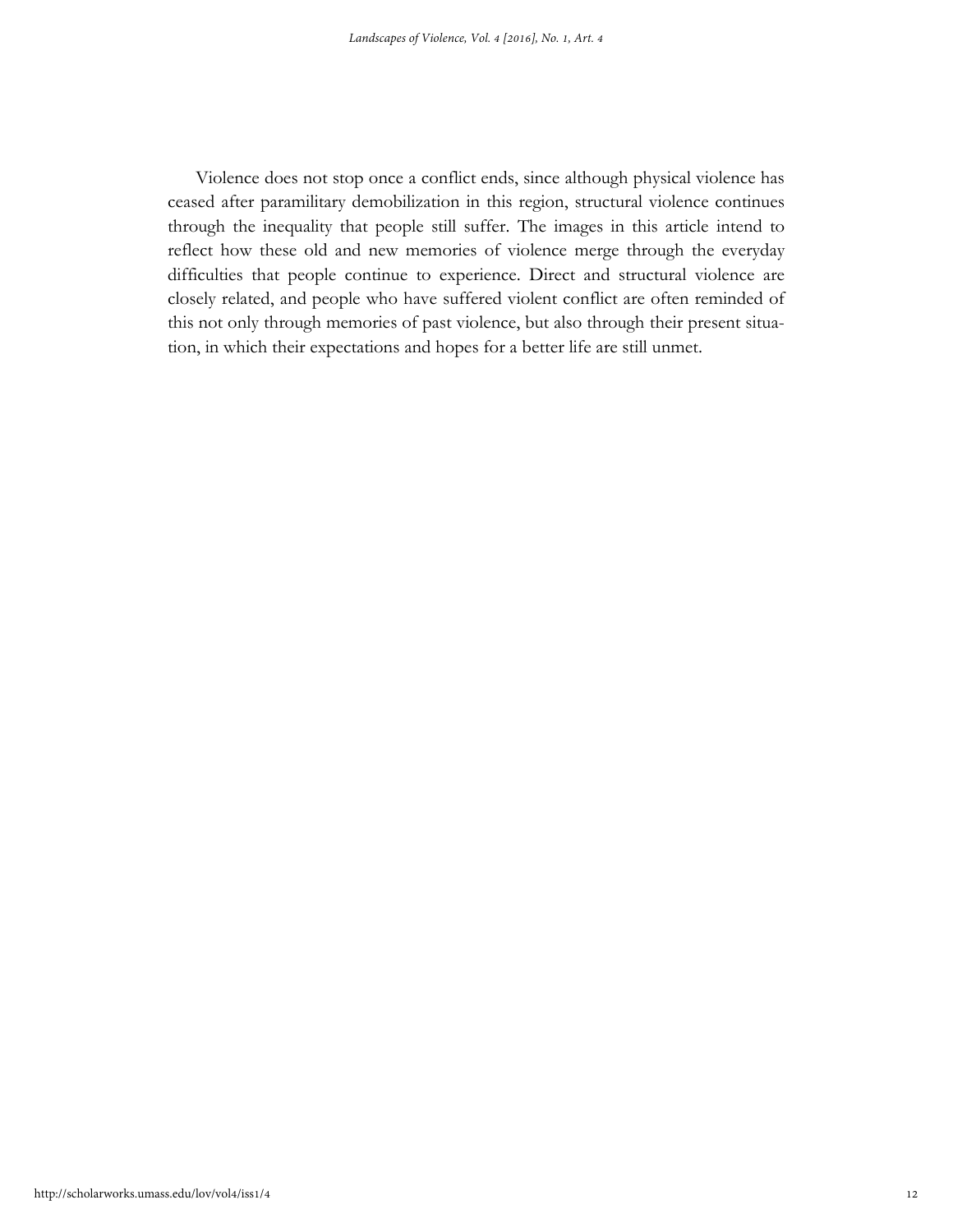Violence does not stop once a conflict ends, since although physical violence has ceased after paramilitary demobilization in this region, structural violence continues through the inequality that people still suffer. The images in this article intend to reflect how these old and new memories of violence merge through the everyday difficulties that people continue to experience. Direct and structural violence are closely related, and people who have suffered violent conflict are often reminded of this not only through memories of past violence, but also through their present situation, in which their expectations and hopes for a better life are still unmet.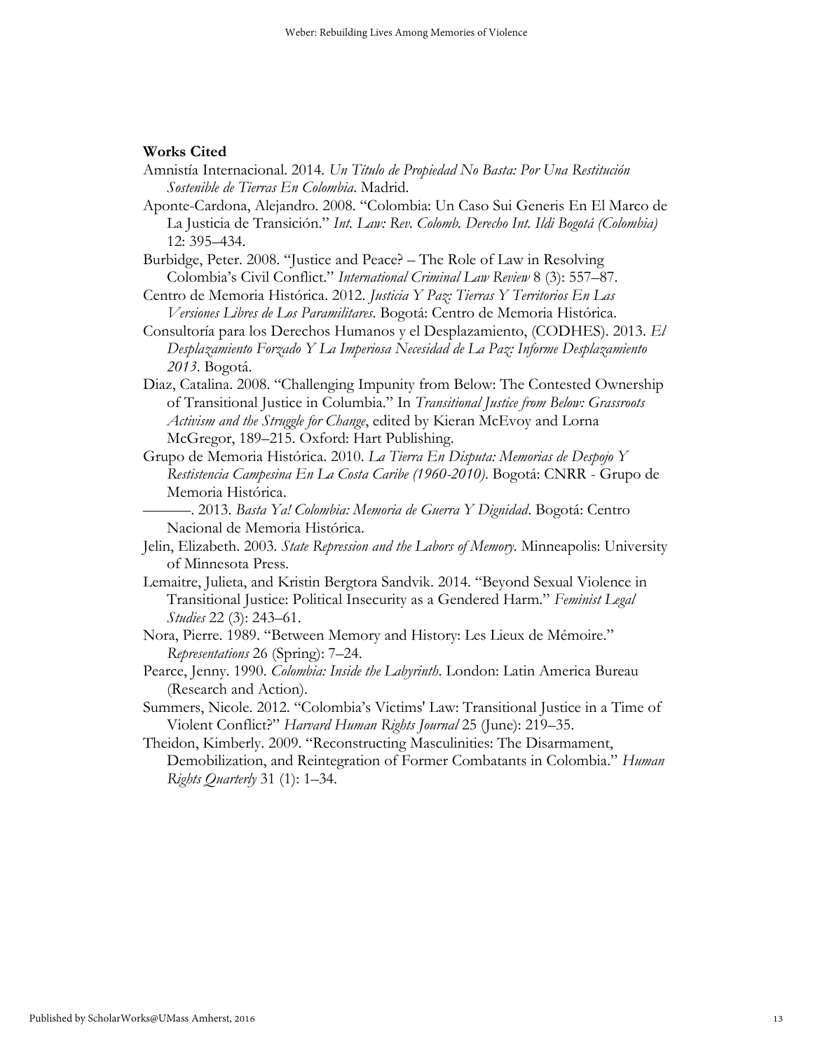**Works Cited**

Amnistía Internacional. 2014. *Un Título de Propiedad No Basta: Por Una Restitución Sostenible de Tierras En Colombia*. Madrid.

Aponte-Cardona, Alejandro. 2008. "Colombia: Un Caso Sui Generis En El Marco de La Justicia de Transición." *Int. Law: Rev. Colomb. Derecho Int. Ildi Bogotá (Colombia)* 12: 395–434.

Burbidge, Peter. 2008. "Justice and Peace? – The Role of Law in Resolving Colombia's Civil Conflict." *International Criminal Law Review* 8 (3): 557–87.

Centro de Memoria Histórica. 2012. *Justicia Y Paz: Tierras Y Territorios En Las Versiones Libres de Los Paramilitares*. Bogotá: Centro de Memoria Histórica.

Consultoría para los Derechos Humanos y el Desplazamiento, (CODHES). 2013. *El Desplazamiento Forzado Y La Imperiosa Necesidad de La Paz: Informe Desplazamiento 2013*. Bogotá.

Diaz, Catalina. 2008. "Challenging Impunity from Below: The Contested Ownership of Transitional Justice in Columbia." In *Transitional Justice from Below: Grassroots Activism and the Struggle for Change*, edited by Kieran McEvoy and Lorna McGregor, 189–215. Oxford: Hart Publishing.

Grupo de Memoria Histórica. 2010. *La Tierra En Disputa: Memorias de Despojo Y Restistencia Campesina En La Costa Caribe (1960-2010)*. Bogotá: CNRR - Grupo de Memoria Histórica.

———. 2013. *Basta Ya! Colombia: Memoria de Guerra Y Dignidad*. Bogotá: Centro Nacional de Memoria Histórica.

Jelin, Elizabeth. 2003. *State Repression and the Labors of Memory*. Minneapolis: University of Minnesota Press.

Lemaitre, Julieta, and Kristin Bergtora Sandvik. 2014. "Beyond Sexual Violence in Transitional Justice: Political Insecurity as a Gendered Harm." *Feminist Legal Studies* 22 (3): 243–61.

Nora, Pierre. 1989. "Between Memory and History: Les Lieux de Mémoire." *Representations* 26 (Spring): 7–24.

Pearce, Jenny. 1990. *Colombia: Inside the Labyrinth*. London: Latin America Bureau (Research and Action).

Summers, Nicole. 2012. "Colombia's Victims' Law: Transitional Justice in a Time of Violent Conflict?" *Harvard Human Rights Journal* 25 (June): 219–35.

Theidon, Kimberly. 2009. "Reconstructing Masculinities: The Disarmament, Demobilization, and Reintegration of Former Combatants in Colombia." *Human Rights Quarterly* 31 (1): 1–34.